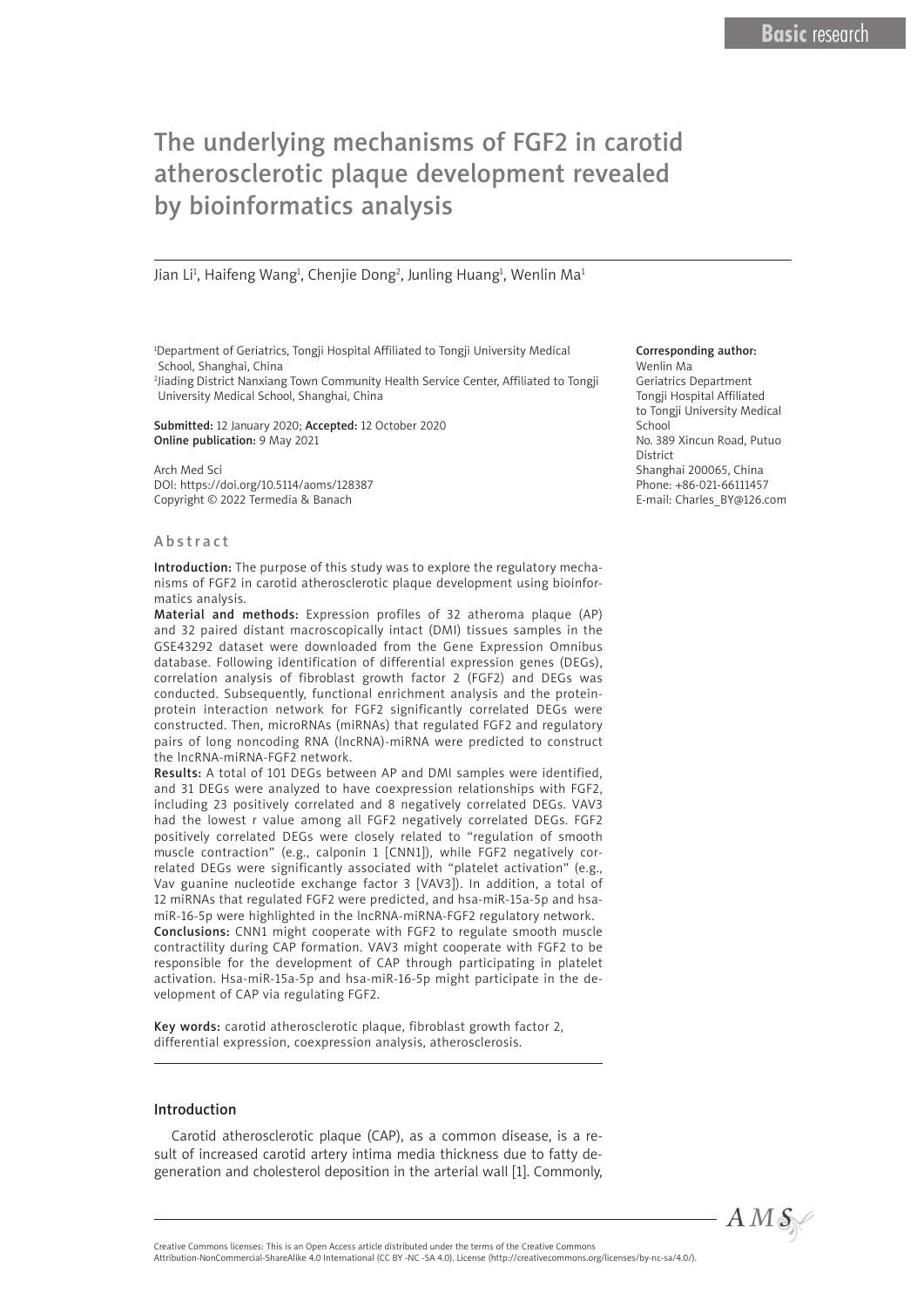Basic research

# The underlying mechanisms of FGF2 in carotid atherosclerotic plaque development revealed by bioinformatics analysis

Jian Li[1], Haifeng Wang[1], Chenjie Dong[2], Junling Huang[1], Wenlin Ma[1]

[1]Department of Geriatrics, Tongji Hospital Affiliated to Tongji University Medical School, Shanghai, China
[2]Jiading District Nanxiang Town Community Health Service Center, Affiliated to Tongji University Medical School, Shanghai, China

**Submitted:** 12 January 2020; **Accepted:** 12 October 2020
**Online publication:** 9 May 2021

Arch Med Sci
DOI: https://doi.org/10.5114/aoms/128387
Copyright © 2022 Termedia & Banach

**Corresponding author:**
Wenlin Ma
Geriatrics Department
Tongji Hospital Affiliated to Tongji University Medical School
No. 389 Xincun Road, Putuo District
Shanghai 200065, China
Phone: +86-021-66111457
E-mail: Charles_BY@126.com

## Abstract

**Introduction:** The purpose of this study was to explore the regulatory mechanisms of FGF2 in carotid atherosclerotic plaque development using bioinformatics analysis.

**Material and methods:** Expression profiles of 32 atheroma plaque (AP) and 32 paired distant macroscopically intact (DMI) tissues samples in the GSE43292 dataset were downloaded from the Gene Expression Omnibus database. Following identification of differential expression genes (DEGs), correlation analysis of fibroblast growth factor 2 (FGF2) and DEGs was conducted. Subsequently, functional enrichment analysis and the protein-protein interaction network for FGF2 significantly correlated DEGs were constructed. Then, microRNAs (miRNAs) that regulated FGF2 and regulatory pairs of long noncoding RNA (lncRNA)-miRNA were predicted to construct the lncRNA-miRNA-FGF2 network.

**Results:** A total of 101 DEGs between AP and DMI samples were identified, and 31 DEGs were analyzed to have coexpression relationships with FGF2, including 23 positively correlated and 8 negatively correlated DEGs. VAV3 had the lowest r value among all FGF2 negatively correlated DEGs. FGF2 positively correlated DEGs were closely related to "regulation of smooth muscle contraction" (e.g., calponin 1 [CNN1]), while FGF2 negatively correlated DEGs were significantly associated with "platelet activation" (e.g., Vav guanine nucleotide exchange factor 3 [VAV3]). In addition, a total of 12 miRNAs that regulated FGF2 were predicted, and hsa-miR-15a-5p and hsa-miR-16-5p were highlighted in the lncRNA-miRNA-FGF2 regulatory network.

**Conclusions:** CNN1 might cooperate with FGF2 to regulate smooth muscle contractility during CAP formation. VAV3 might cooperate with FGF2 to be responsible for the development of CAP through participating in platelet activation. Hsa-miR-15a-5p and hsa-miR-16-5p might participate in the development of CAP via regulating FGF2.

**Key words:** carotid atherosclerotic plaque, fibroblast growth factor 2, differential expression, coexpression analysis, atherosclerosis.

## Introduction

Carotid atherosclerotic plaque (CAP), as a common disease, is a result of increased carotid artery intima media thickness due to fatty degeneration and cholesterol deposition in the arterial wall [1]. Commonly,

Creative Commons licenses: This is an Open Access article distributed under the terms of the Creative Commons Attribution-NonCommercial-ShareAlike 4.0 International (CC BY -NC -SA 4.0). License (http://creativecommons.org/licenses/by-nc-sa/4.0/).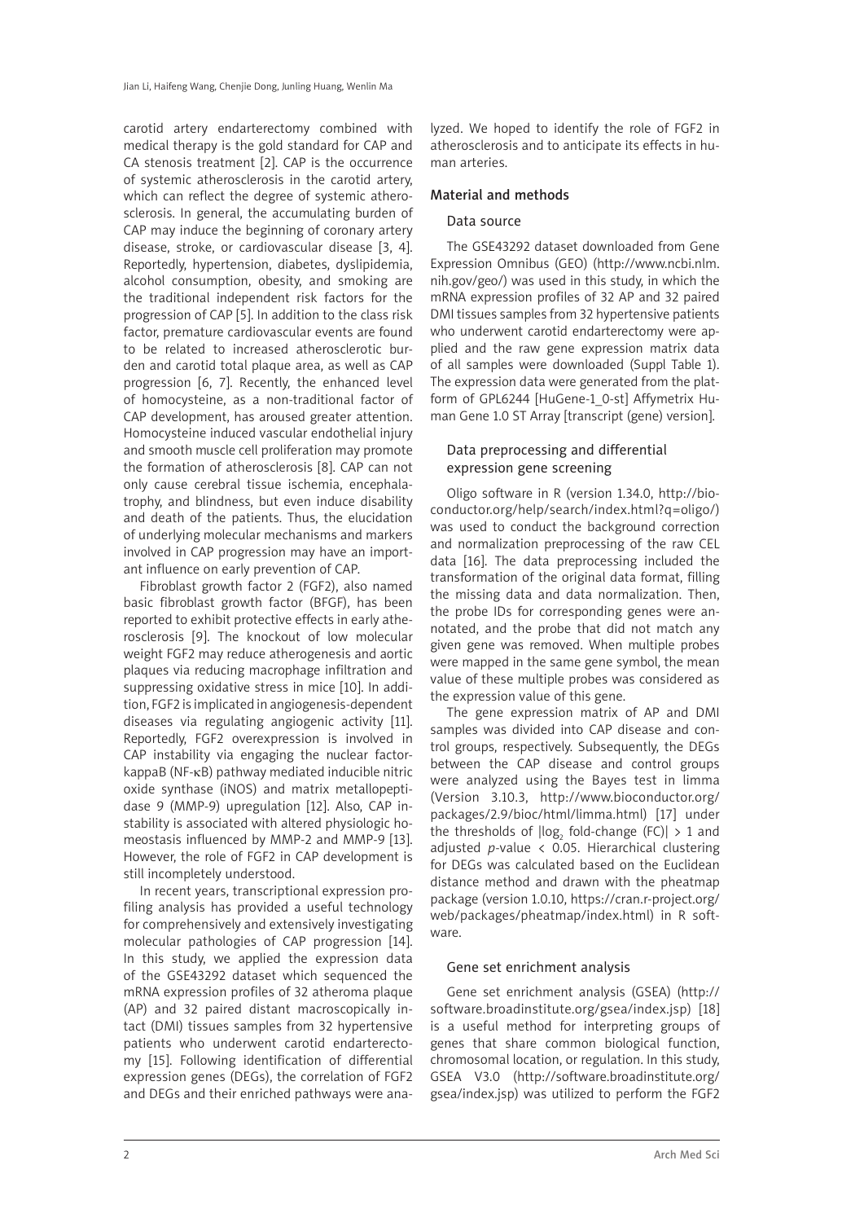carotid artery endarterectomy combined with medical therapy is the gold standard for CAP and CA stenosis treatment [2]. CAP is the occurrence of systemic atherosclerosis in the carotid artery, which can reflect the degree of systemic atherosclerosis. In general, the accumulating burden of CAP may induce the beginning of coronary artery disease, stroke, or cardiovascular disease [3, 4]. Reportedly, hypertension, diabetes, dyslipidemia, alcohol consumption, obesity, and smoking are the traditional independent risk factors for the progression of CAP [5]. In addition to the class risk factor, premature cardiovascular events are found to be related to increased atherosclerotic burden and carotid total plaque area, as well as CAP progression [6, 7]. Recently, the enhanced level of homocysteine, as a non-traditional factor of CAP development, has aroused greater attention. Homocysteine induced vascular endothelial injury and smooth muscle cell proliferation may promote the formation of atherosclerosis [8]. CAP can not only cause cerebral tissue ischemia, encephalatrophy, and blindness, but even induce disability and death of the patients. Thus, the elucidation of underlying molecular mechanisms and markers involved in CAP progression may have an important influence on early prevention of CAP.

Fibroblast growth factor 2 (FGF2), also named basic fibroblast growth factor (BFGF), has been reported to exhibit protective effects in early atherosclerosis [9]. The knockout of low molecular weight FGF2 may reduce atherogenesis and aortic plaques via reducing macrophage infiltration and suppressing oxidative stress in mice [10]. In addition, FGF2 is implicated in angiogenesis-dependent diseases via regulating angiogenic activity [11]. Reportedly, FGF2 overexpression is involved in CAP instability via engaging the nuclear factor-kappaB (NF-κB) pathway mediated inducible nitric oxide synthase (iNOS) and matrix metallopeptidase 9 (MMP-9) upregulation [12]. Also, CAP instability is associated with altered physiologic homeostasis influenced by MMP-2 and MMP-9 [13]. However, the role of FGF2 in CAP development is still incompletely understood.

In recent years, transcriptional expression profiling analysis has provided a useful technology for comprehensively and extensively investigating molecular pathologies of CAP progression [14]. In this study, we applied the expression data of the GSE43292 dataset which sequenced the mRNA expression profiles of 32 atheroma plaque (AP) and 32 paired distant macroscopically intact (DMI) tissues samples from 32 hypertensive patients who underwent carotid endarterectomy [15]. Following identification of differential expression genes (DEGs), the correlation of FGF2 and DEGs and their enriched pathways were analyzed. We hoped to identify the role of FGF2 in atherosclerosis and to anticipate its effects in human arteries.

## Material and methods

### Data source

The GSE43292 dataset downloaded from Gene Expression Omnibus (GEO) (http://www.ncbi.nlm.nih.gov/geo/) was used in this study, in which the mRNA expression profiles of 32 AP and 32 paired DMI tissues samples from 32 hypertensive patients who underwent carotid endarterectomy were applied and the raw gene expression matrix data of all samples were downloaded (Suppl Table 1). The expression data were generated from the platform of GPL6244 [HuGene-1_0-st] Affymetrix Human Gene 1.0 ST Array [transcript (gene) version].

### Data preprocessing and differential expression gene screening

Oligo software in R (version 1.34.0, http://bioconductor.org/help/search/index.html?q=oligo/) was used to conduct the background correction and normalization preprocessing of the raw CEL data [16]. The data preprocessing included the transformation of the original data format, filling the missing data and data normalization. Then, the probe IDs for corresponding genes were annotated, and the probe that did not match any given gene was removed. When multiple probes were mapped in the same gene symbol, the mean value of these multiple probes was considered as the expression value of this gene.

The gene expression matrix of AP and DMI samples was divided into CAP disease and control groups, respectively. Subsequently, the DEGs between the CAP disease and control groups were analyzed using the Bayes test in limma (Version 3.10.3, http://www.bioconductor.org/packages/2.9/bioc/html/limma.html) [17] under the thresholds of $|\log_2 \text{fold-change (FC)}| > 1$ and adjusted $p$-value $< 0.05$. Hierarchical clustering for DEGs was calculated based on the Euclidean distance method and drawn with the pheatmap package (version 1.0.10, https://cran.r-project.org/web/packages/pheatmap/index.html) in R software.

### Gene set enrichment analysis

Gene set enrichment analysis (GSEA) (http://software.broadinstitute.org/gsea/index.jsp) [18] is a useful method for interpreting groups of genes that share common biological function, chromosomal location, or regulation. In this study, GSEA V3.0 (http://software.broadinstitute.org/gsea/index.jsp) was utilized to perform the FGF2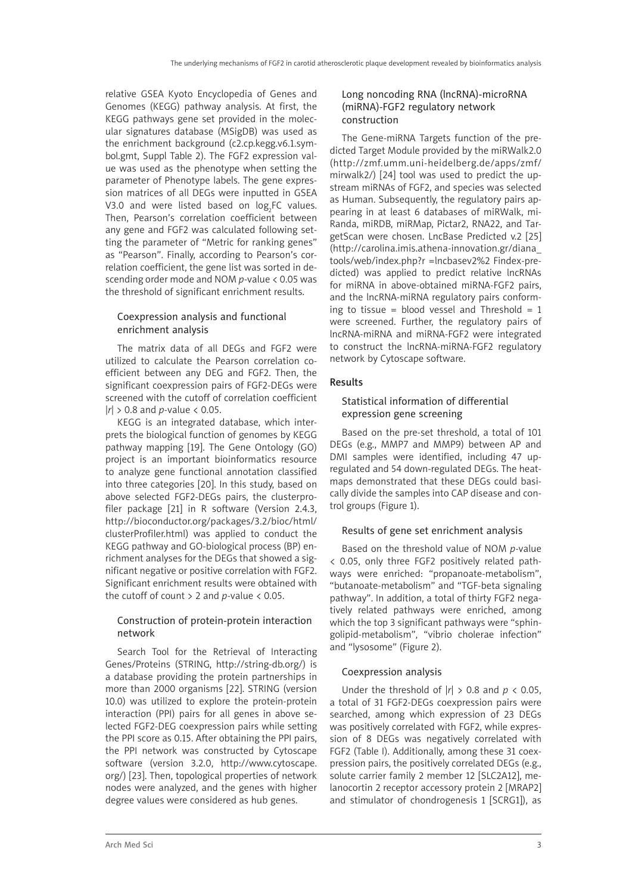relative GSEA Kyoto Encyclopedia of Genes and Genomes (KEGG) pathway analysis. At first, the KEGG pathways gene set provided in the molecular signatures database (MSigDB) was used as the enrichment background (c2.cp.kegg.v6.1.symbol.gmt, Suppl Table 2). The FGF2 expression value was used as the phenotype when setting the parameter of Phenotype labels. The gene expression matrices of all DEGs were inputted in GSEA V3.0 and were listed based on $\log_2$FC values. Then, Pearson's correlation coefficient between any gene and FGF2 was calculated following setting the parameter of "Metric for ranking genes" as "Pearson". Finally, according to Pearson's correlation coefficient, the gene list was sorted in descending order mode and NOM $p$-value < 0.05 was the threshold of significant enrichment results.

### Coexpression analysis and functional enrichment analysis

The matrix data of all DEGs and FGF2 were utilized to calculate the Pearson correlation coefficient between any DEG and FGF2. Then, the significant coexpression pairs of FGF2-DEGs were screened with the cutoff of correlation coefficient $|r| > 0.8$ and $p$-value < 0.05.

KEGG is an integrated database, which interprets the biological function of genomes by KEGG pathway mapping [19]. The Gene Ontology (GO) project is an important bioinformatics resource to analyze gene functional annotation classified into three categories [20]. In this study, based on above selected FGF2-DEGs pairs, the clusterprofiler package [21] in R software (Version 2.4.3, http://bioconductor.org/packages/3.2/bioc/html/clusterProfiler.html) was applied to conduct the KEGG pathway and GO-biological process (BP) enrichment analyses for the DEGs that showed a significant negative or positive correlation with FGF2. Significant enrichment results were obtained with the cutoff of count > 2 and $p$-value < 0.05.

### Construction of protein-protein interaction network

Search Tool for the Retrieval of Interacting Genes/Proteins (STRING, http://string-db.org/) is a database providing the protein partnerships in more than 2000 organisms [22]. STRING (version 10.0) was utilized to explore the protein-protein interaction (PPI) pairs for all genes in above selected FGF2-DEG coexpression pairs while setting the PPI score as 0.15. After obtaining the PPI pairs, the PPI network was constructed by Cytoscape software (version 3.2.0, http://www.cytoscape.org/) [23]. Then, topological properties of network nodes were analyzed, and the genes with higher degree values were considered as hub genes.

### Long noncoding RNA (lncRNA)-microRNA (miRNA)-FGF2 regulatory network construction

The Gene-miRNA Targets function of the predicted Target Module provided by the miRWalk2.0 (http://zmf.umm.uni-heidelberg.de/apps/zmf/mirwalk2/) [24] tool was used to predict the upstream miRNAs of FGF2, and species was selected as Human. Subsequently, the regulatory pairs appearing in at least 6 databases of miRWalk, miRanda, miRDB, miRMap, Pictar2, RNA22, and TargetScan were chosen. LncBase Predicted v.2 [25] (http://carolina.imis.athena-innovation.gr/diana_tools/web/index.php?r =lncbasev2%2 Findex-predicted) was applied to predict relative lncRNAs for miRNA in above-obtained miRNA-FGF2 pairs, and the lncRNA-miRNA regulatory pairs conforming to tissue = blood vessel and Threshold = 1 were screened. Further, the regulatory pairs of lncRNA-miRNA and miRNA-FGF2 were integrated to construct the lncRNA-miRNA-FGF2 regulatory network by Cytoscape software.

## Results

### Statistical information of differential expression gene screening

Based on the pre-set threshold, a total of 101 DEGs (e.g., MMP7 and MMP9) between AP and DMI samples were identified, including 47 upregulated and 54 down-regulated DEGs. The heatmaps demonstrated that these DEGs could basically divide the samples into CAP disease and control groups (Figure 1).

### Results of gene set enrichment analysis

Based on the threshold value of NOM $p$-value < 0.05, only three FGF2 positively related pathways were enriched: "propanoate-metabolism", "butanoate-metabolism" and "TGF-beta signaling pathway". In addition, a total of thirty FGF2 negatively related pathways were enriched, among which the top 3 significant pathways were "sphingolipid-metabolism", "vibrio cholerae infection" and "lysosome" (Figure 2).

### Coexpression analysis

Under the threshold of $|r| > 0.8$ and $p < 0.05$, a total of 31 FGF2-DEGs coexpression pairs were searched, among which expression of 23 DEGs was positively correlated with FGF2, while expression of 8 DEGs was negatively correlated with FGF2 (Table I). Additionally, among these 31 coexpression pairs, the positively correlated DEGs (e.g., solute carrier family 2 member 12 [SLC2A12], melanocortin 2 receptor accessory protein 2 [MRAP2] and stimulator of chondrogenesis 1 [SCRG1]), as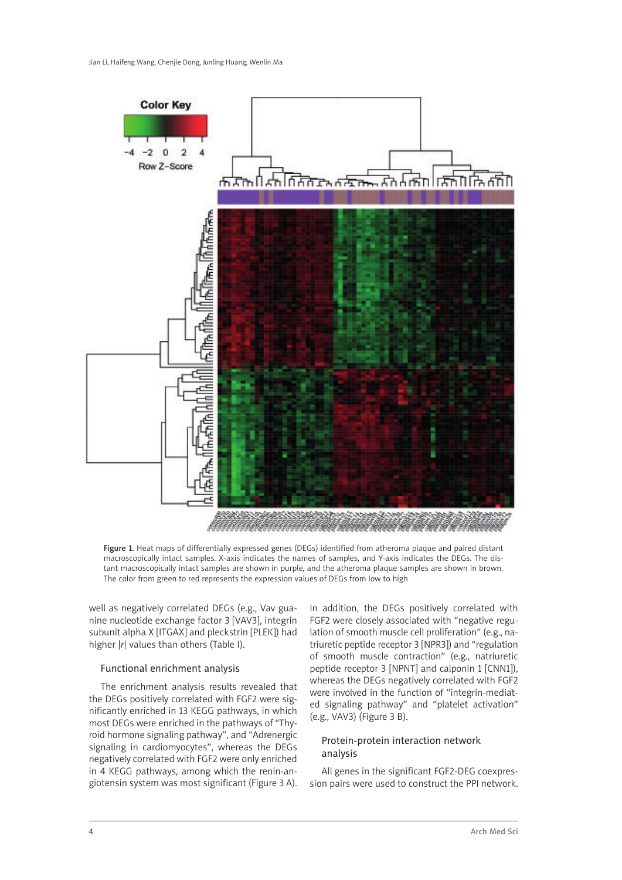Figure 1. Heat maps of differentially expressed genes (DEGs) identified from atheroma plaque and paired distant macroscopically intact samples. X-axis indicates the names of samples, and Y-axis indicates the DEGs. The distant macroscopically intact samples are shown in purple, and the atheroma plaque samples are shown in brown. The color from green to red represents the expression values of DEGs from low to high

well as negatively correlated DEGs (e.g., Vav guanine nucleotide exchange factor 3 [VAV3], integrin subunit alpha X [ITGAX] and pleckstrin [PLEK]) had higher |*r*| values than others (Table I).

### Functional enrichment analysis

The enrichment analysis results revealed that the DEGs positively correlated with FGF2 were significantly enriched in 13 KEGG pathways, in which most DEGs were enriched in the pathways of "Thyroid hormone signaling pathway", and "Adrenergic signaling in cardiomyocytes", whereas the DEGs negatively correlated with FGF2 were only enriched in 4 KEGG pathways, among which the renin-angiotensin system was most significant (Figure 3 A). In addition, the DEGs positively correlated with FGF2 were closely associated with "negative regulation of smooth muscle cell proliferation" (e.g., natriuretic peptide receptor 3 [NPR3]) and "regulation of smooth muscle contraction" (e.g., natriuretic peptide receptor 3 [NPNT] and calponin 1 [CNN1]), whereas the DEGs negatively correlated with FGF2 were involved in the function of "integrin-mediated signaling pathway" and "platelet activation" (e.g., VAV3) (Figure 3 B).

### Protein-protein interaction network analysis

All genes in the significant FGF2-DEG coexpression pairs were used to construct the PPI network.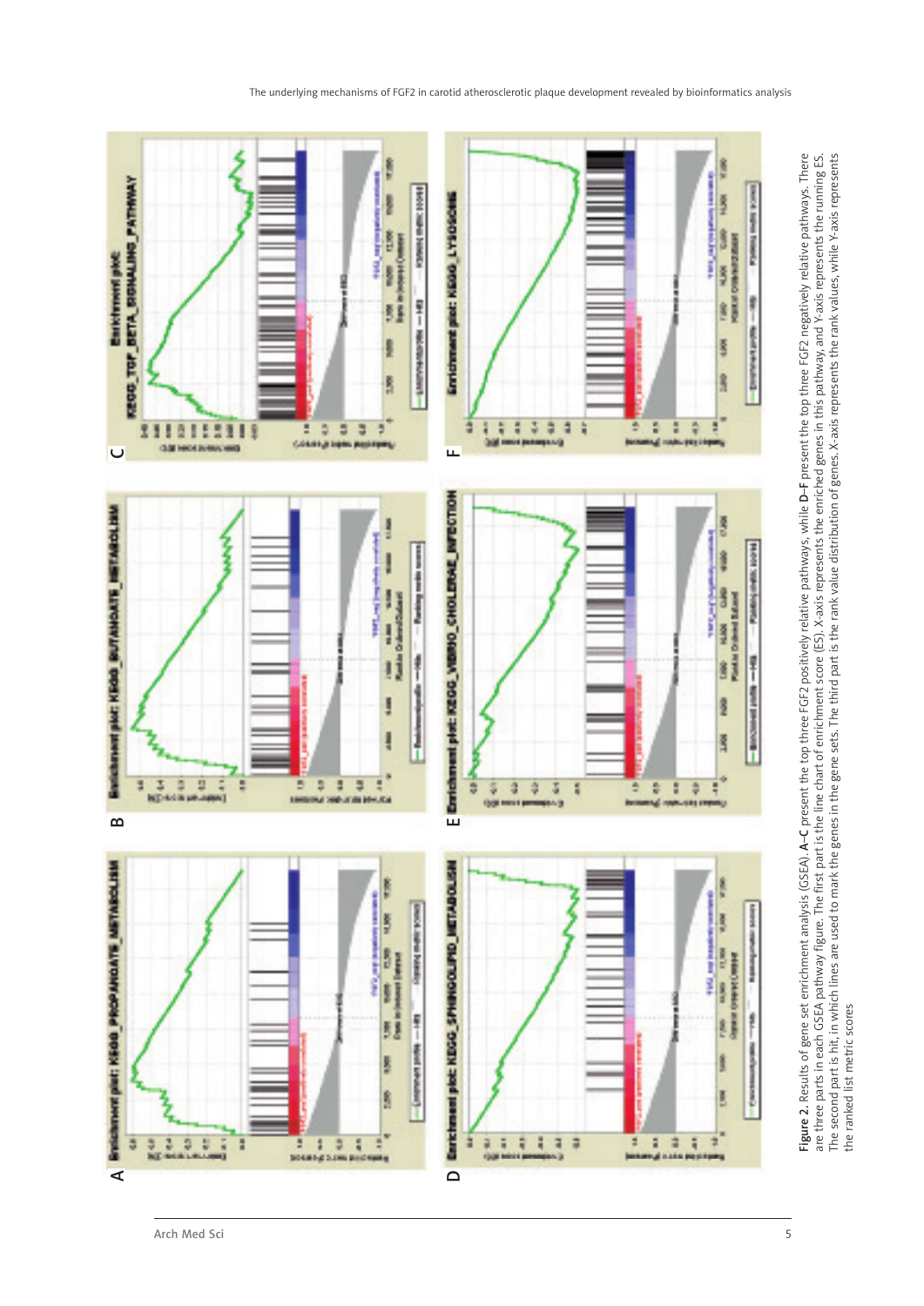**Figure 2.** Results of gene set enrichment analysis (GSEA). **A–C** present the top three FGF2 positively relative pathways, while **D–F** present the top three FGF2 negatively relative pathways. There are three parts in each GSEA pathway figure. The first part is the line chart of enrichment score (ES). X-axis represents the enriched genes in this pathway, and Y-axis represents the running ES. The second part is hit, in which lines are used to mark the genes in the gene sets. The third part is the rank value distribution of genes. X-axis represents the rank values, while Y-axis represents the ranked list metric scores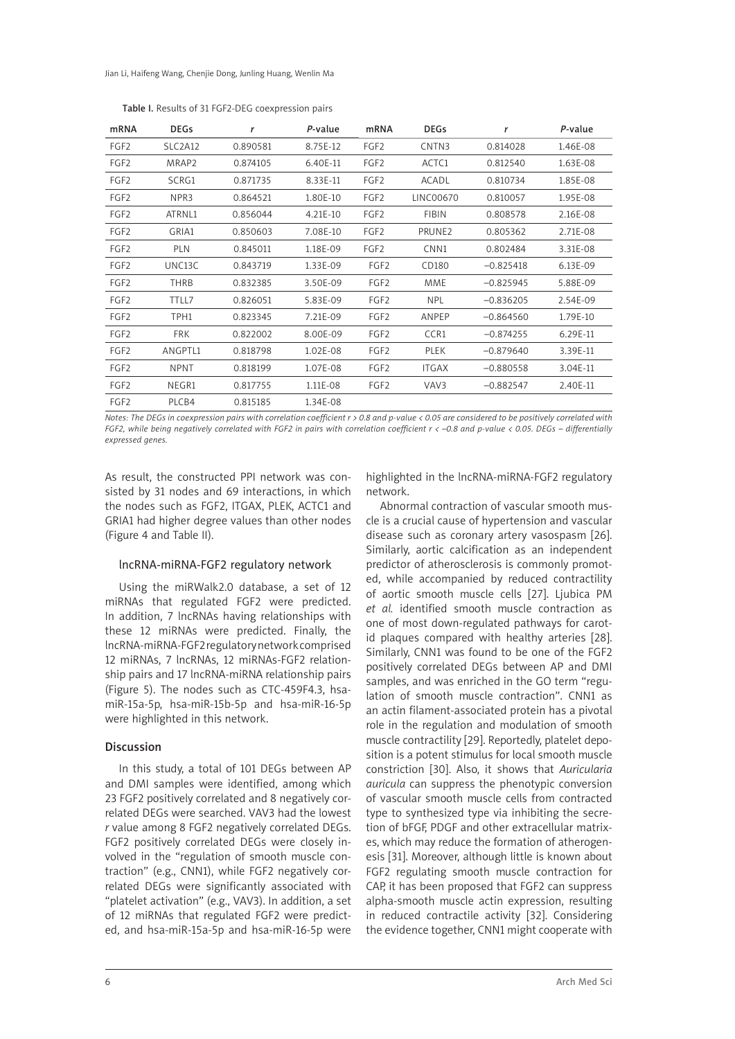Table I. Results of 31 FGF2-DEG coexpression pairs

| mRNA | DEGs | r | P-value | mRNA | DEGs | r | P-value |
|---|---|---|---|---|---|---|---|
| FGF2 | SLC2A12 | 0.890581 | 8.75E-12 | FGF2 | CNTN3 | 0.814028 | 1.46E-08 |
| FGF2 | MRAP2 | 0.874105 | 6.40E-11 | FGF2 | ACTC1 | 0.812540 | 1.63E-08 |
| FGF2 | SCRG1 | 0.871735 | 8.33E-11 | FGF2 | ACADL | 0.810734 | 1.85E-08 |
| FGF2 | NPR3 | 0.864521 | 1.80E-10 | FGF2 | LINC00670 | 0.810057 | 1.95E-08 |
| FGF2 | ATRNL1 | 0.856044 | 4.21E-10 | FGF2 | FIBIN | 0.808578 | 2.16E-08 |
| FGF2 | GRIA1 | 0.850603 | 7.08E-10 | FGF2 | PRUNE2 | 0.805362 | 2.71E-08 |
| FGF2 | PLN | 0.845011 | 1.18E-09 | FGF2 | CNN1 | 0.802484 | 3.31E-08 |
| FGF2 | UNC13C | 0.843719 | 1.33E-09 | FGF2 | CD180 | –0.825418 | 6.13E-09 |
| FGF2 | THRB | 0.832385 | 3.50E-09 | FGF2 | MME | –0.825945 | 5.88E-09 |
| FGF2 | TTLL7 | 0.826051 | 5.83E-09 | FGF2 | NPL | –0.836205 | 2.54E-09 |
| FGF2 | TPH1 | 0.823345 | 7.21E-09 | FGF2 | ANPEP | –0.864560 | 1.79E-10 |
| FGF2 | FRK | 0.822002 | 8.00E-09 | FGF2 | CCR1 | –0.874255 | 6.29E-11 |
| FGF2 | ANGPTL1 | 0.818798 | 1.02E-08 | FGF2 | PLEK | –0.879640 | 3.39E-11 |
| FGF2 | NPNT | 0.818199 | 1.07E-08 | FGF2 | ITGAX | –0.880558 | 3.04E-11 |
| FGF2 | NEGR1 | 0.817755 | 1.11E-08 | FGF2 | VAV3 | –0.882547 | 2.40E-11 |
| FGF2 | PLCB4 | 0.815185 | 1.34E-08 | | | | |

*Notes: The DEGs in coexpression pairs with correlation coefficient $r > 0.8$ and p-value $< 0.05$ are considered to be positively correlated with FGF2, while being negatively correlated with FGF2 in pairs with correlation coefficient $r < -0.8$ and p-value $< 0.05$. DEGs – differentially expressed genes.*

As result, the constructed PPI network was consisted by 31 nodes and 69 interactions, in which the nodes such as FGF2, ITGAX, PLEK, ACTC1 and GRIA1 had higher degree values than other nodes (Figure 4 and Table II).

### lncRNA-miRNA-FGF2 regulatory network

Using the miRWalk2.0 database, a set of 12 miRNAs that regulated FGF2 were predicted. In addition, 7 lncRNAs having relationships with these 12 miRNAs were predicted. Finally, the lncRNA-miRNA-FGF2 regulatory network comprised 12 miRNAs, 7 lncRNAs, 12 miRNAs-FGF2 relationship pairs and 17 lncRNA-miRNA relationship pairs (Figure 5). The nodes such as CTC-459F4.3, hsa-miR-15a-5p, hsa-miR-15b-5p and hsa-miR-16-5p were highlighted in this network.

## Discussion

In this study, a total of 101 DEGs between AP and DMI samples were identified, among which 23 FGF2 positively correlated and 8 negatively correlated DEGs were searched. VAV3 had the lowest *r* value among 8 FGF2 negatively correlated DEGs. FGF2 positively correlated DEGs were closely involved in the "regulation of smooth muscle contraction" (e.g., CNN1), while FGF2 negatively correlated DEGs were significantly associated with "platelet activation" (e.g., VAV3). In addition, a set of 12 miRNAs that regulated FGF2 were predicted, and hsa-miR-15a-5p and hsa-miR-16-5p were highlighted in the lncRNA-miRNA-FGF2 regulatory network.

Abnormal contraction of vascular smooth muscle is a crucial cause of hypertension and vascular disease such as coronary artery vasospasm [26]. Similarly, aortic calcification as an independent predictor of atherosclerosis is commonly promoted, while accompanied by reduced contractility of aortic smooth muscle cells [27]. Ljubica PM *et al.* identified smooth muscle contraction as one of most down-regulated pathways for carotid plaques compared with healthy arteries [28]. Similarly, CNN1 was found to be one of the FGF2 positively correlated DEGs between AP and DMI samples, and was enriched in the GO term "regulation of smooth muscle contraction". CNN1 as an actin filament-associated protein has a pivotal role in the regulation and modulation of smooth muscle contractility [29]. Reportedly, platelet deposition is a potent stimulus for local smooth muscle constriction [30]. Also, it shows that *Auricularia auricula* can suppress the phenotypic conversion of vascular smooth muscle cells from contracted type to synthesized type via inhibiting the secretion of bFGF, PDGF and other extracellular matrixes, which may reduce the formation of atherogenesis [31]. Moreover, although little is known about FGF2 regulating smooth muscle contraction for CAP, it has been proposed that FGF2 can suppress alpha-smooth muscle actin expression, resulting in reduced contractile activity [32]. Considering the evidence together, CNN1 might cooperate with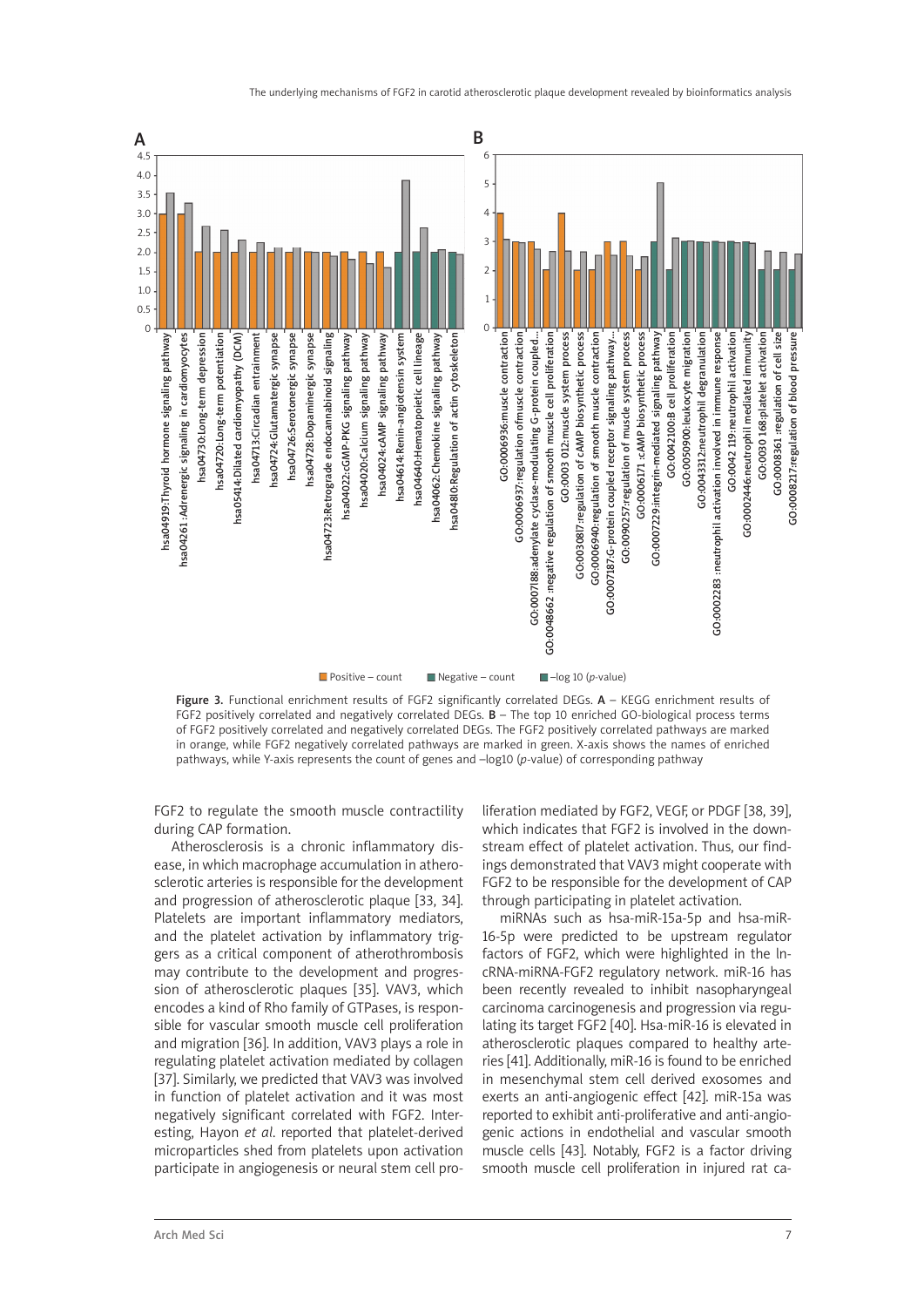**Figure 3.** Functional enrichment results of FGF2 significantly correlated DEGs. **A** – KEGG enrichment results of FGF2 positively correlated and negatively correlated DEGs. **B** – The top 10 enriched GO-biological process terms of FGF2 positively correlated and negatively correlated DEGs. The FGF2 positively correlated pathways are marked in orange, while FGF2 negatively correlated pathways are marked in green. X-axis shows the names of enriched pathways, while Y-axis represents the count of genes and –log10 (*p*-value) of corresponding pathway

FGF2 to regulate the smooth muscle contractility during CAP formation.

Atherosclerosis is a chronic inflammatory disease, in which macrophage accumulation in atherosclerotic arteries is responsible for the development and progression of atherosclerotic plaque [33, 34]. Platelets are important inflammatory mediators, and the platelet activation by inflammatory triggers as a critical component of atherothrombosis may contribute to the development and progression of atherosclerotic plaques [35]. VAV3, which encodes a kind of Rho family of GTPases, is responsible for vascular smooth muscle cell proliferation and migration [36]. In addition, VAV3 plays a role in regulating platelet activation mediated by collagen [37]. Similarly, we predicted that VAV3 was involved in function of platelet activation and it was most negatively significant correlated with FGF2. Interesting, Hayon *et al*. reported that platelet-derived microparticles shed from platelets upon activation participate in angiogenesis or neural stem cell proliferation mediated by FGF2, VEGF, or PDGF [38, 39], which indicates that FGF2 is involved in the downstream effect of platelet activation. Thus, our findings demonstrated that VAV3 might cooperate with FGF2 to be responsible for the development of CAP through participating in platelet activation.

miRNAs such as hsa-miR-15a-5p and hsa-miR-16-5p were predicted to be upstream regulator factors of FGF2, which were highlighted in the lncRNA-miRNA-FGF2 regulatory network. miR-16 has been recently revealed to inhibit nasopharyngeal carcinoma carcinogenesis and progression via regulating its target FGF2 [40]. Hsa-miR-16 is elevated in atherosclerotic plaques compared to healthy arteries [41]. Additionally, miR-16 is found to be enriched in mesenchymal stem cell derived exosomes and exerts an anti-angiogenic effect [42]. miR-15a was reported to exhibit anti-proliferative and anti-angiogenic actions in endothelial and vascular smooth muscle cells [43]. Notably, FGF2 is a factor driving smooth muscle cell proliferation in injured rat ca-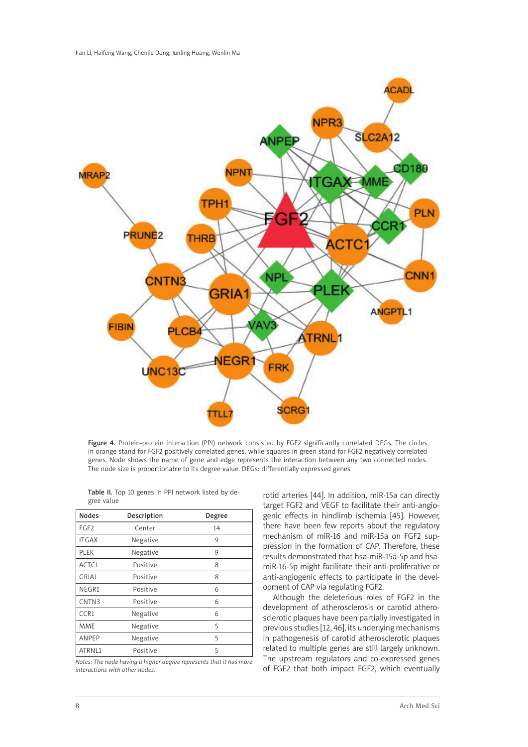Figure 4. Protein-protein interaction (PPI) network consisted by FGF2 significantly correlated DEGs. The circles in orange stand for FGF2 positively correlated genes, while squares in green stand for FGF2 negatively correlated genes. Node shows the name of gene and edge represents the interaction between any two connected nodes. The node size is proportionable to its degree value. DEGs: differentially expressed genes

**Table II.** Top 10 genes in PPI network listed by degree value

| Nodes | Description | Degree |
|---|---|---|
| FGF2 | Center | 14 |
| ITGAX | Negative | 9 |
| PLEK | Negative | 9 |
| ACTC1 | Positive | 8 |
| GRIA1 | Positive | 8 |
| NEGR1 | Positive | 6 |
| CNTN3 | Positive | 6 |
| CCR1 | Negative | 6 |
| MME | Negative | 5 |
| ANPEP | Negative | 5 |
| ATRNL1 | Positive | 5 |

*Notes: The node having a higher degree represents that it has more interactions with other nodes.*

rotid arteries [44]. In addition, miR-15a can directly target FGF2 and VEGF to facilitate their anti-angiogenic effects in hindlimb ischemia [45]. However, there have been few reports about the regulatory mechanism of miR-16 and miR-15a on FGF2 suppression in the formation of CAP. Therefore, these results demonstrated that hsa-miR-15a-5p and hsa-miR-16-5p might facilitate their anti-proliferative or anti-angiogenic effects to participate in the development of CAP via regulating FGF2.

Although the deleterious roles of FGF2 in the development of atherosclerosis or carotid atherosclerotic plaques have been partially investigated in previous studies [12, 46], its underlying mechanisms in pathogenesis of carotid atherosclerotic plaques related to multiple genes are still largely unknown. The upstream regulators and co-expressed genes of FGF2 that both impact FGF2, which eventually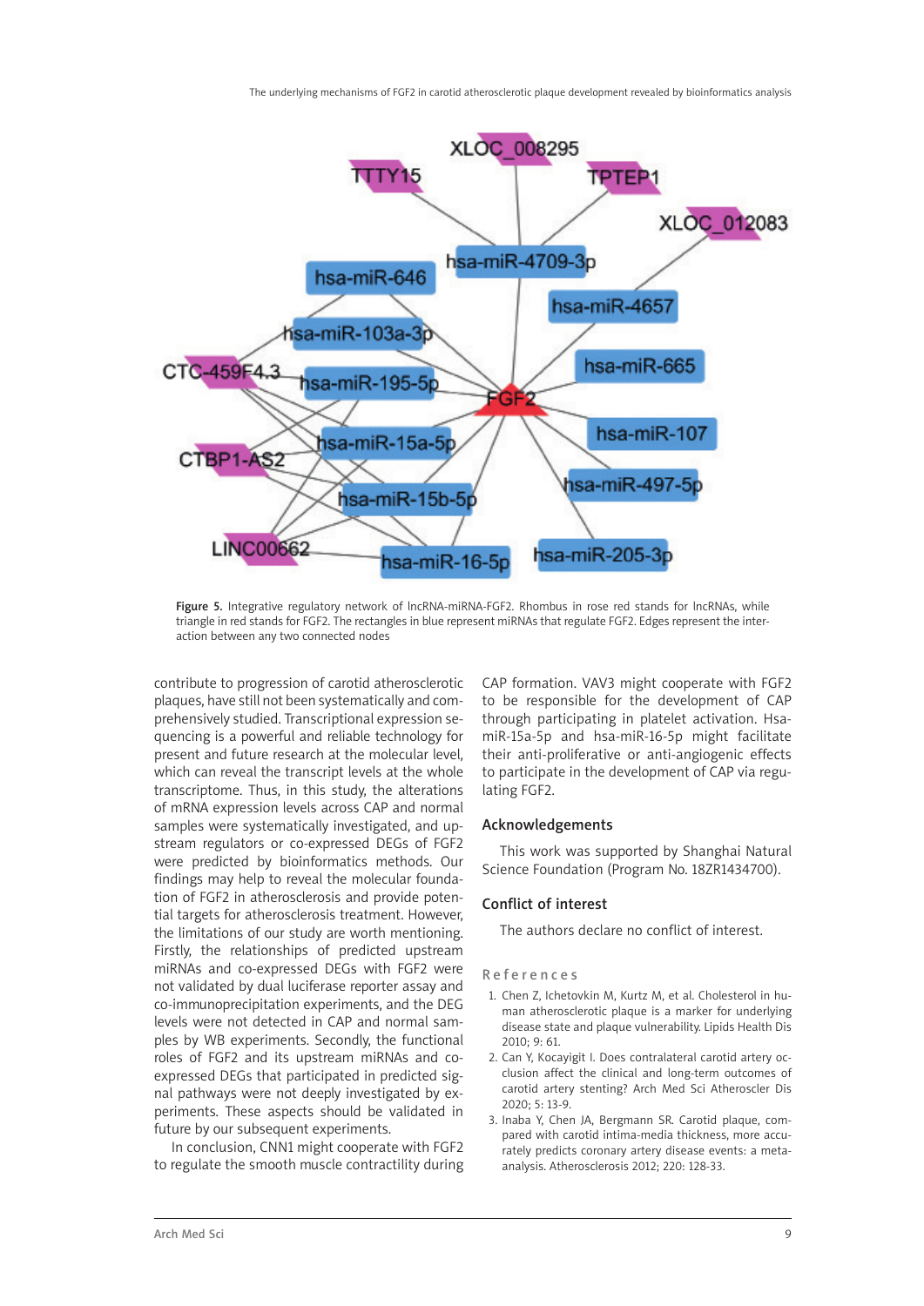Figure 5. Integrative regulatory network of lncRNA-miRNA-FGF2. Rhombus in rose red stands for lncRNAs, while triangle in red stands for FGF2. The rectangles in blue represent miRNAs that regulate FGF2. Edges represent the interaction between any two connected nodes

contribute to progression of carotid atherosclerotic plaques, have still not been systematically and comprehensively studied. Transcriptional expression sequencing is a powerful and reliable technology for present and future research at the molecular level, which can reveal the transcript levels at the whole transcriptome. Thus, in this study, the alterations of mRNA expression levels across CAP and normal samples were systematically investigated, and upstream regulators or co-expressed DEGs of FGF2 were predicted by bioinformatics methods. Our findings may help to reveal the molecular foundation of FGF2 in atherosclerosis and provide potential targets for atherosclerosis treatment. However, the limitations of our study are worth mentioning. Firstly, the relationships of predicted upstream miRNAs and co-expressed DEGs with FGF2 were not validated by dual luciferase reporter assay and co-immunoprecipitation experiments, and the DEG levels were not detected in CAP and normal samples by WB experiments. Secondly, the functional roles of FGF2 and its upstream miRNAs and co-expressed DEGs that participated in predicted signal pathways were not deeply investigated by experiments. These aspects should be validated in future by our subsequent experiments.

In conclusion, CNN1 might cooperate with FGF2 to regulate the smooth muscle contractility during CAP formation. VAV3 might cooperate with FGF2 to be responsible for the development of CAP through participating in platelet activation. Hsa-miR-15a-5p and hsa-miR-16-5p might facilitate their anti-proliferative or anti-angiogenic effects to participate in the development of CAP via regulating FGF2.

## Acknowledgements

This work was supported by Shanghai Natural Science Foundation (Program No. 18ZR1434700).

## Conflict of interest

The authors declare no conflict of interest.

## References

1. Chen Z, Ichetovkin M, Kurtz M, et al. Cholesterol in human atherosclerotic plaque is a marker for underlying disease state and plaque vulnerability. Lipids Health Dis 2010; 9: 61.
2. Can Y, Kocayigit I. Does contralateral carotid artery occlusion affect the clinical and long-term outcomes of carotid artery stenting? Arch Med Sci Atheroscler Dis 2020; 5: 13-9.
3. Inaba Y, Chen JA, Bergmann SR. Carotid plaque, compared with carotid intima-media thickness, more accurately predicts coronary artery disease events: a meta-analysis. Atherosclerosis 2012; 220: 128-33.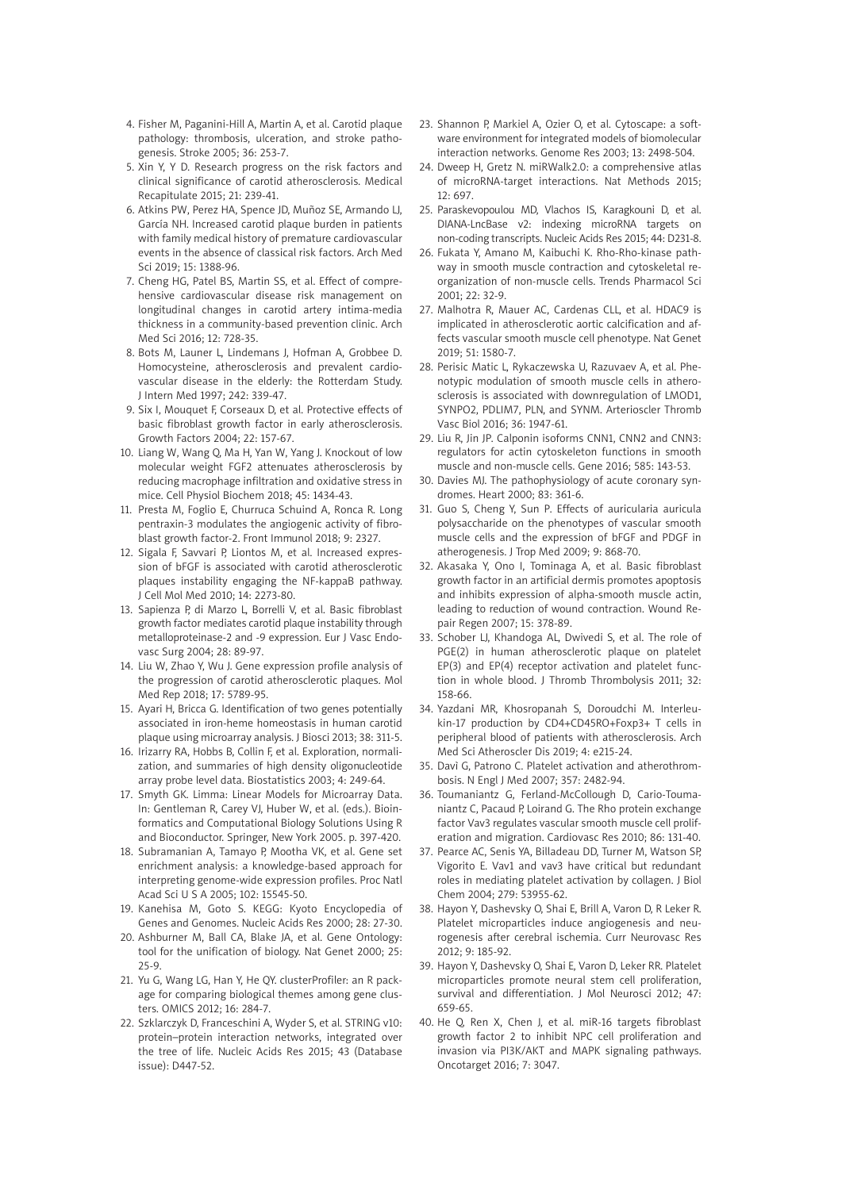4. Fisher M, Paganini-Hill A, Martin A, et al. Carotid plaque pathology: thrombosis, ulceration, and stroke pathogenesis. Stroke 2005; 36: 253-7.
5. Xin Y, Y D. Research progress on the risk factors and clinical significance of carotid atherosclerosis. Medical Recapitulate 2015; 21: 239-41.
6. Atkins PW, Perez HA, Spence JD, Muñoz SE, Armando LJ, García NH. Increased carotid plaque burden in patients with family medical history of premature cardiovascular events in the absence of classical risk factors. Arch Med Sci 2019; 15: 1388-96.
7. Cheng HG, Patel BS, Martin SS, et al. Effect of comprehensive cardiovascular disease risk management on longitudinal changes in carotid artery intima-media thickness in a community-based prevention clinic. Arch Med Sci 2016; 12: 728-35.
8. Bots M, Launer L, Lindemans J, Hofman A, Grobbee D. Homocysteine, atherosclerosis and prevalent cardiovascular disease in the elderly: the Rotterdam Study. J Intern Med 1997; 242: 339-47.
9. Six I, Mouquet F, Corseaux D, et al. Protective effects of basic fibroblast growth factor in early atherosclerosis. Growth Factors 2004; 22: 157-67.
10. Liang W, Wang Q, Ma H, Yan W, Yang J. Knockout of low molecular weight FGF2 attenuates atherosclerosis by reducing macrophage infiltration and oxidative stress in mice. Cell Physiol Biochem 2018; 45: 1434-43.
11. Presta M, Foglio E, Churruca Schuind A, Ronca R. Long pentraxin-3 modulates the angiogenic activity of fibroblast growth factor-2. Front Immunol 2018; 9: 2327.
12. Sigala F, Savvari P, Liontos M, et al. Increased expression of bFGF is associated with carotid atherosclerotic plaques instability engaging the NF-kappaB pathway. J Cell Mol Med 2010; 14: 2273-80.
13. Sapienza P, di Marzo L, Borrelli V, et al. Basic fibroblast growth factor mediates carotid plaque instability through metalloproteinase-2 and -9 expression. Eur J Vasc Endovasc Surg 2004; 28: 89-97.
14. Liu W, Zhao Y, Wu J. Gene expression profile analysis of the progression of carotid atherosclerotic plaques. Mol Med Rep 2018; 17: 5789-95.
15. Ayari H, Bricca G. Identification of two genes potentially associated in iron-heme homeostasis in human carotid plaque using microarray analysis. J Biosci 2013; 38: 311-5.
16. Irizarry RA, Hobbs B, Collin F, et al. Exploration, normalization, and summaries of high density oligonucleotide array probe level data. Biostatistics 2003; 4: 249-64.
17. Smyth GK. Limma: Linear Models for Microarray Data. In: Gentleman R, Carey VJ, Huber W, et al. (eds.). Bioinformatics and Computational Biology Solutions Using R and Bioconductor. Springer, New York 2005. p. 397-420.
18. Subramanian A, Tamayo P, Mootha VK, et al. Gene set enrichment analysis: a knowledge-based approach for interpreting genome-wide expression profiles. Proc Natl Acad Sci U S A 2005; 102: 15545-50.
19. Kanehisa M, Goto S. KEGG: Kyoto Encyclopedia of Genes and Genomes. Nucleic Acids Res 2000; 28: 27-30.
20. Ashburner M, Ball CA, Blake JA, et al. Gene Ontology: tool for the unification of biology. Nat Genet 2000; 25: 25-9.
21. Yu G, Wang LG, Han Y, He QY. clusterProfiler: an R package for comparing biological themes among gene clusters. OMICS 2012; 16: 284-7.
22. Szklarczyk D, Franceschini A, Wyder S, et al. STRING v10: protein–protein interaction networks, integrated over the tree of life. Nucleic Acids Res 2015; 43 (Database issue): D447-52.
23. Shannon P, Markiel A, Ozier O, et al. Cytoscape: a software environment for integrated models of biomolecular interaction networks. Genome Res 2003; 13: 2498-504.
24. Dweep H, Gretz N. miRWalk2.0: a comprehensive atlas of microRNA-target interactions. Nat Methods 2015; 12: 697.
25. Paraskevopoulou MD, Vlachos IS, Karagkouni D, et al. DIANA-LncBase v2: indexing microRNA targets on non-coding transcripts. Nucleic Acids Res 2015; 44: D231-8.
26. Fukata Y, Amano M, Kaibuchi K. Rho-Rho-kinase pathway in smooth muscle contraction and cytoskeletal reorganization of non-muscle cells. Trends Pharmacol Sci 2001; 22: 32-9.
27. Malhotra R, Mauer AC, Cardenas CLL, et al. HDAC9 is implicated in atherosclerotic aortic calcification and affects vascular smooth muscle cell phenotype. Nat Genet 2019; 51: 1580-7.
28. Perisic Matic L, Rykaczewska U, Razuvaev A, et al. Phenotypic modulation of smooth muscle cells in atherosclerosis is associated with downregulation of LMOD1, SYNPO2, PDLIM7, PLN, and SYNM. Arterioscler Thromb Vasc Biol 2016; 36: 1947-61.
29. Liu R, Jin JP. Calponin isoforms CNN1, CNN2 and CNN3: regulators for actin cytoskeleton functions in smooth muscle and non-muscle cells. Gene 2016; 585: 143-53.
30. Davies MJ. The pathophysiology of acute coronary syndromes. Heart 2000; 83: 361-6.
31. Guo S, Cheng Y, Sun P. Effects of auricularia auricula polysaccharide on the phenotypes of vascular smooth muscle cells and the expression of bFGF and PDGF in atherogenesis. J Trop Med 2009; 9: 868-70.
32. Akasaka Y, Ono I, Tominaga A, et al. Basic fibroblast growth factor in an artificial dermis promotes apoptosis and inhibits expression of alpha-smooth muscle actin, leading to reduction of wound contraction. Wound Repair Regen 2007; 15: 378-89.
33. Schober LJ, Khandoga AL, Dwivedi S, et al. The role of PGE(2) in human atherosclerotic plaque on platelet EP(3) and EP(4) receptor activation and platelet function in whole blood. J Thromb Thrombolysis 2011; 32: 158-66.
34. Yazdani MR, Khosropanah S, Doroudchi M. Interleukin-17 production by CD4+CD45RO+Foxp3+ T cells in peripheral blood of patients with atherosclerosis. Arch Med Sci Atheroscler Dis 2019; 4: e215-24.
35. Davì G, Patrono C. Platelet activation and atherothrombosis. N Engl J Med 2007; 357: 2482-94.
36. Toumaniantz G, Ferland-McCollough D, Cario-Toumaniantz C, Pacaud P, Loirand G. The Rho protein exchange factor Vav3 regulates vascular smooth muscle cell proliferation and migration. Cardiovasc Res 2010; 86: 131-40.
37. Pearce AC, Senis YA, Billadeau DD, Turner M, Watson SP, Vigorito E. Vav1 and vav3 have critical but redundant roles in mediating platelet activation by collagen. J Biol Chem 2004; 279: 53955-62.
38. Hayon Y, Dashevsky O, Shai E, Brill A, Varon D, R Leker R. Platelet microparticles induce angiogenesis and neurogenesis after cerebral ischemia. Curr Neurovasc Res 2012; 9: 185-92.
39. Hayon Y, Dashevsky O, Shai E, Varon D, Leker RR. Platelet microparticles promote neural stem cell proliferation, survival and differentiation. J Mol Neurosci 2012; 47: 659-65.
40. He Q, Ren X, Chen J, et al. miR-16 targets fibroblast growth factor 2 to inhibit NPC cell proliferation and invasion via PI3K/AKT and MAPK signaling pathways. Oncotarget 2016; 7: 3047.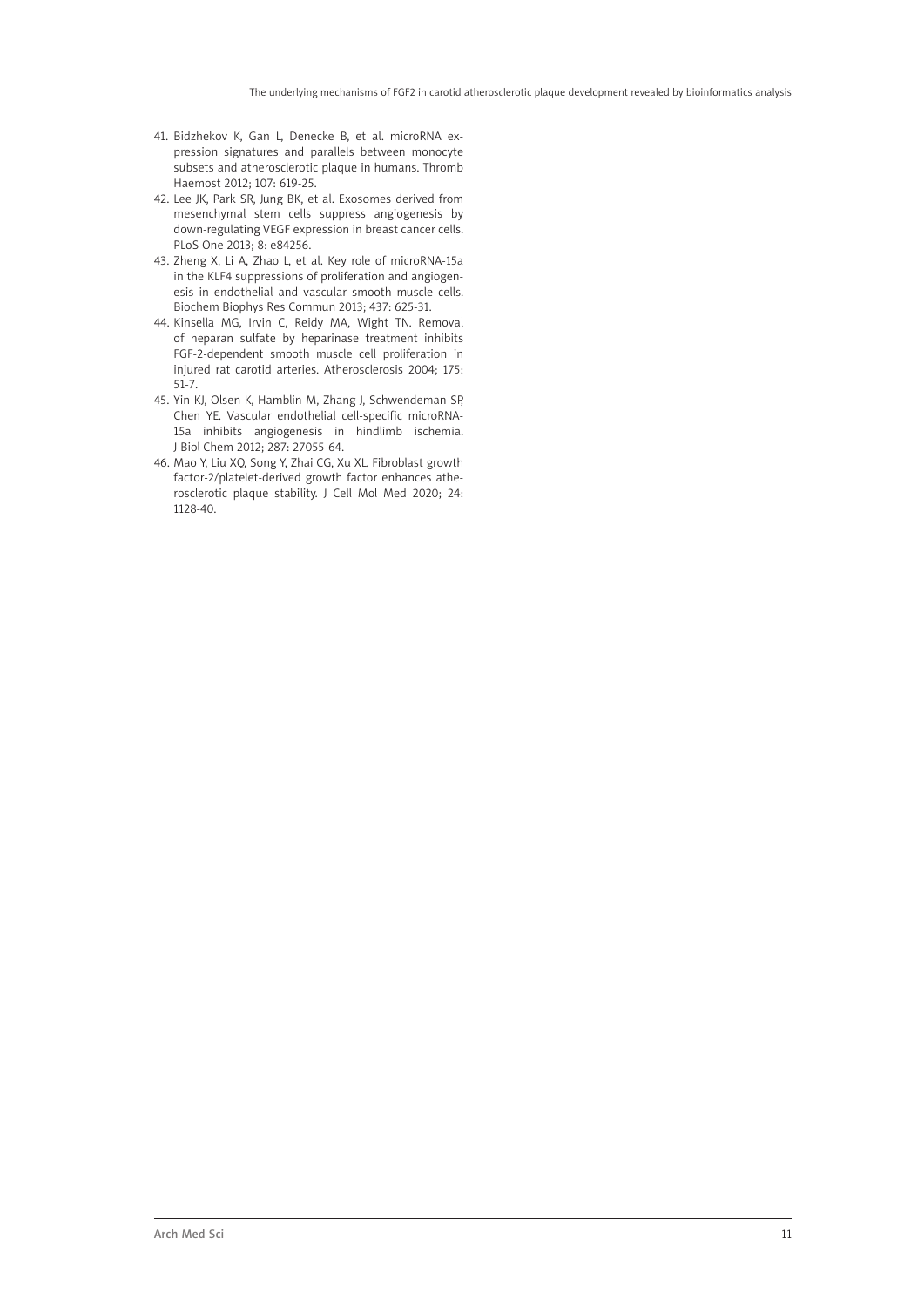41. Bidzhekov K, Gan L, Denecke B, et al. microRNA expression signatures and parallels between monocyte subsets and atherosclerotic plaque in humans. Thromb Haemost 2012; 107: 619-25.
42. Lee JK, Park SR, Jung BK, et al. Exosomes derived from mesenchymal stem cells suppress angiogenesis by down-regulating VEGF expression in breast cancer cells. PLoS One 2013; 8: e84256.
43. Zheng X, Li A, Zhao L, et al. Key role of microRNA-15a in the KLF4 suppressions of proliferation and angiogenesis in endothelial and vascular smooth muscle cells. Biochem Biophys Res Commun 2013; 437: 625-31.
44. Kinsella MG, Irvin C, Reidy MA, Wight TN. Removal of heparan sulfate by heparinase treatment inhibits FGF-2-dependent smooth muscle cell proliferation in injured rat carotid arteries. Atherosclerosis 2004; 175: 51-7.
45. Yin KJ, Olsen K, Hamblin M, Zhang J, Schwendeman SP, Chen YE. Vascular endothelial cell-specific microRNA-15a inhibits angiogenesis in hindlimb ischemia. J Biol Chem 2012; 287: 27055-64.
46. Mao Y, Liu XQ, Song Y, Zhai CG, Xu XL. Fibroblast growth factor-2/platelet-derived growth factor enhances atherosclerotic plaque stability. J Cell Mol Med 2020; 24: 1128-40.